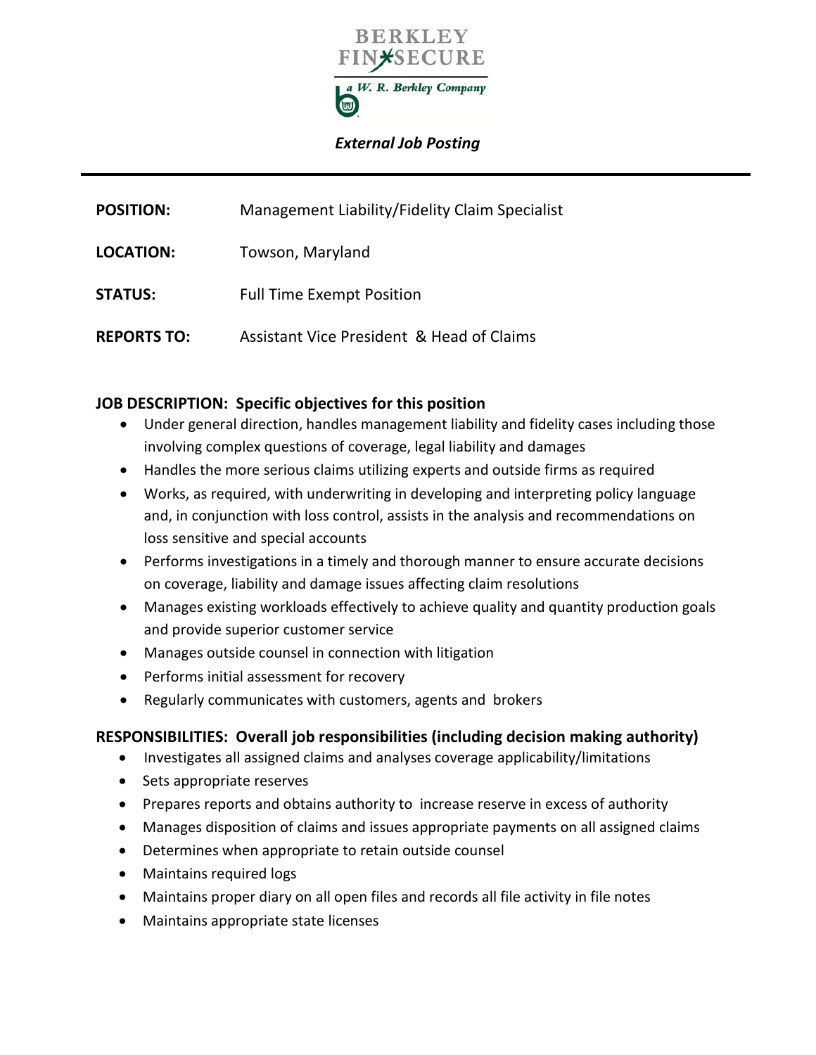BERKLEY FINSECURE

*a W. R. Berkley Company*

*External Job Posting*

---

**POSITION:** Management Liability/Fidelity Claim Specialist

**LOCATION:** Towson, Maryland

**STATUS:** Full Time Exempt Position

**REPORTS TO:** Assistant Vice President & Head of Claims

**JOB DESCRIPTION: Specific objectives for this position**

- Under general direction, handles management liability and fidelity cases including those involving complex questions of coverage, legal liability and damages
- Handles the more serious claims utilizing experts and outside firms as required
- Works, as required, with underwriting in developing and interpreting policy language and, in conjunction with loss control, assists in the analysis and recommendations on loss sensitive and special accounts
- Performs investigations in a timely and thorough manner to ensure accurate decisions on coverage, liability and damage issues affecting claim resolutions
- Manages existing workloads effectively to achieve quality and quantity production goals and provide superior customer service
- Manages outside counsel in connection with litigation
- Performs initial assessment for recovery
- Regularly communicates with customers, agents and brokers

**RESPONSIBILITIES: Overall job responsibilities (including decision making authority)**

- Investigates all assigned claims and analyses coverage applicability/limitations
- Sets appropriate reserves
- Prepares reports and obtains authority to increase reserve in excess of authority
- Manages disposition of claims and issues appropriate payments on all assigned claims
- Determines when appropriate to retain outside counsel
- Maintains required logs
- Maintains proper diary on all open files and records all file activity in file notes
- Maintains appropriate state licenses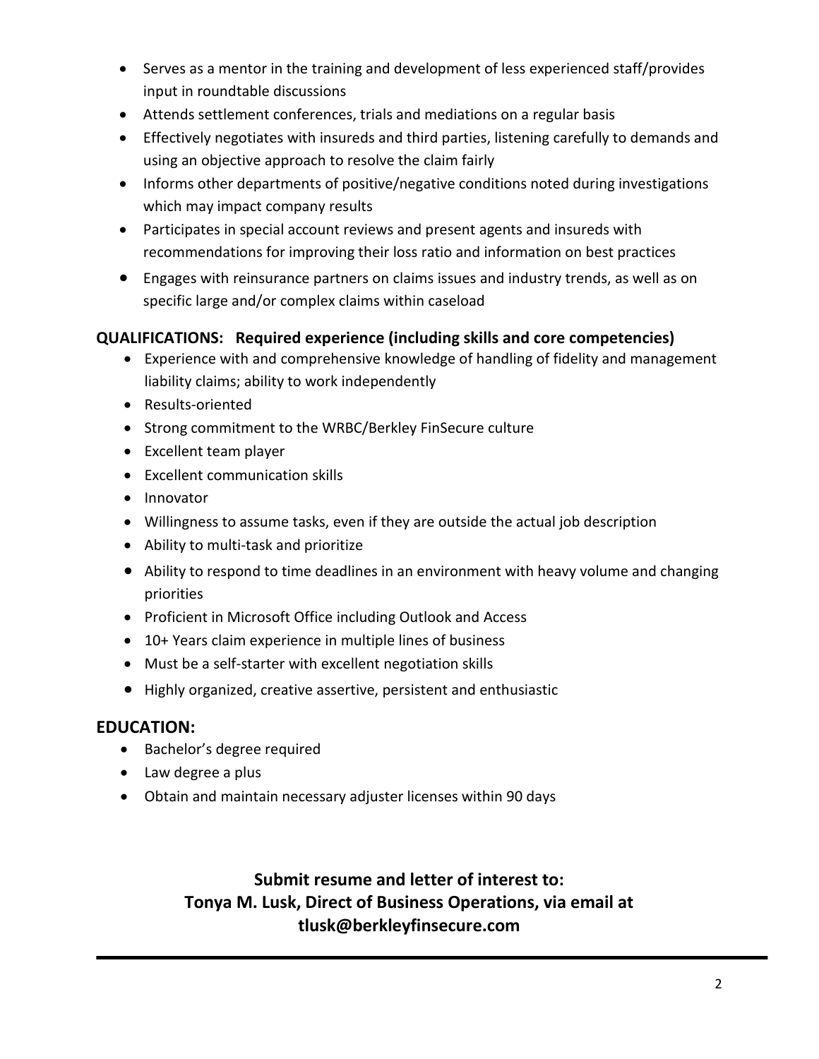- Serves as a mentor in the training and development of less experienced staff/provides input in roundtable discussions
- Attends settlement conferences, trials and mediations on a regular basis
- Effectively negotiates with insureds and third parties, listening carefully to demands and using an objective approach to resolve the claim fairly
- Informs other departments of positive/negative conditions noted during investigations which may impact company results
- Participates in special account reviews and present agents and insureds with recommendations for improving their loss ratio and information on best practices
- Engages with reinsurance partners on claims issues and industry trends, as well as on specific large and/or complex claims within caseload

**QUALIFICATIONS: Required experience (including skills and core competencies)**

- Experience with and comprehensive knowledge of handling of fidelity and management liability claims; ability to work independently
- Results-oriented
- Strong commitment to the WRBC/Berkley FinSecure culture
- Excellent team player
- Excellent communication skills
- Innovator
- Willingness to assume tasks, even if they are outside the actual job description
- Ability to multi-task and prioritize
- Ability to respond to time deadlines in an environment with heavy volume and changing priorities
- Proficient in Microsoft Office including Outlook and Access
- 10+ Years claim experience in multiple lines of business
- Must be a self-starter with excellent negotiation skills
- Highly organized, creative assertive, persistent and enthusiastic

## EDUCATION:

- Bachelor's degree required
- Law degree a plus
- Obtain and maintain necessary adjuster licenses within 90 days

**Submit resume and letter of interest to:**
**Tonya M. Lusk, Direct of Business Operations, via email at**
**tlusk@berkleyfinsecure.com**